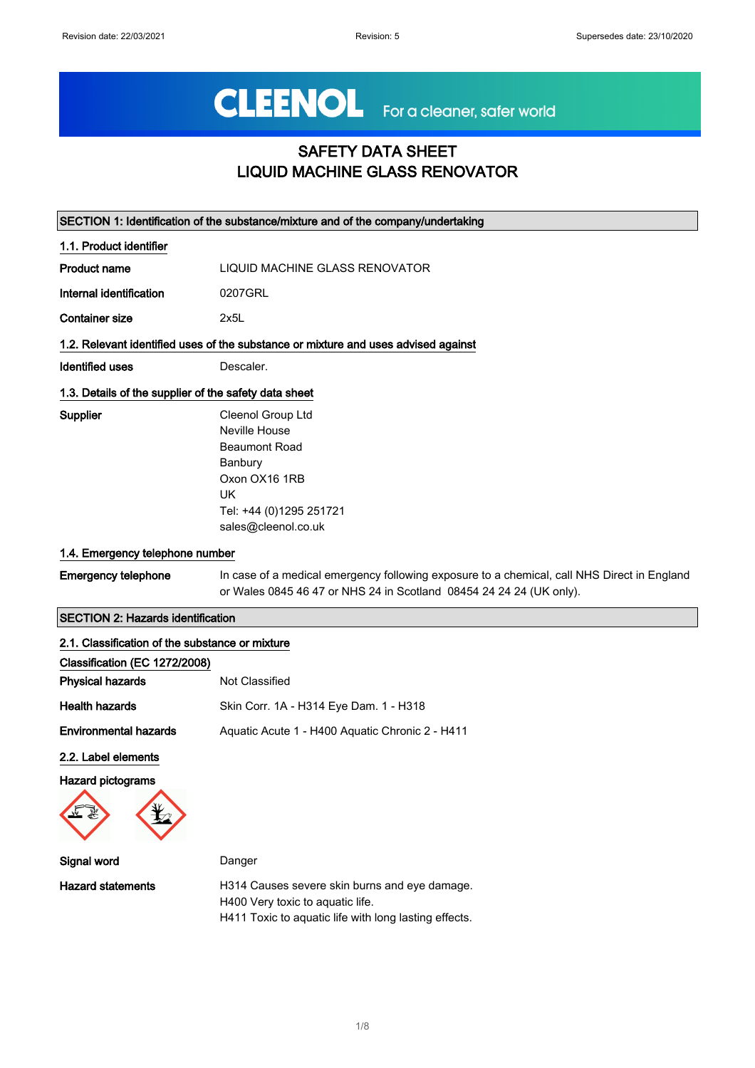# SAFETY DATA SHEET
# LIQUID MACHINE GLASS RENOVATOR

## SECTION 1: Identification of the substance/mixture and of the company/undertaking

### 1.1. Product identifier

| | |
|---|---|
| **Product name** | LIQUID MACHINE GLASS RENOVATOR |
| **Internal identification** | 0207GRL |
| **Container size** | 2x5L |

### 1.2. Relevant identified uses of the substance or mixture and uses advised against

| | |
|---|---|
| **Identified uses** | Descaler. |

### 1.3. Details of the supplier of the safety data sheet

**Supplier**

Cleenol Group Ltd
Neville House
Beaumont Road
Banbury
Oxon OX16 1RB
UK
Tel: +44 (0)1295 251721
sales@cleenol.co.uk

### 1.4. Emergency telephone number

**Emergency telephone** In case of a medical emergency following exposure to a chemical, call NHS Direct in England or Wales 0845 46 47 or NHS 24 in Scotland 08454 24 24 24 (UK only).

## SECTION 2: Hazards identification

### 2.1. Classification of the substance or mixture

**Classification (EC 1272/2008)**

| | |
|---|---|
| **Physical hazards** | Not Classified |
| **Health hazards** | Skin Corr. 1A - H314 Eye Dam. 1 - H318 |
| **Environmental hazards** | Aquatic Acute 1 - H400 Aquatic Chronic 2 - H411 |

### 2.2. Label elements

**Hazard pictograms**

**Signal word** Danger

**Hazard statements**

H314 Causes severe skin burns and eye damage.
H400 Very toxic to aquatic life.
H411 Toxic to aquatic life with long lasting effects.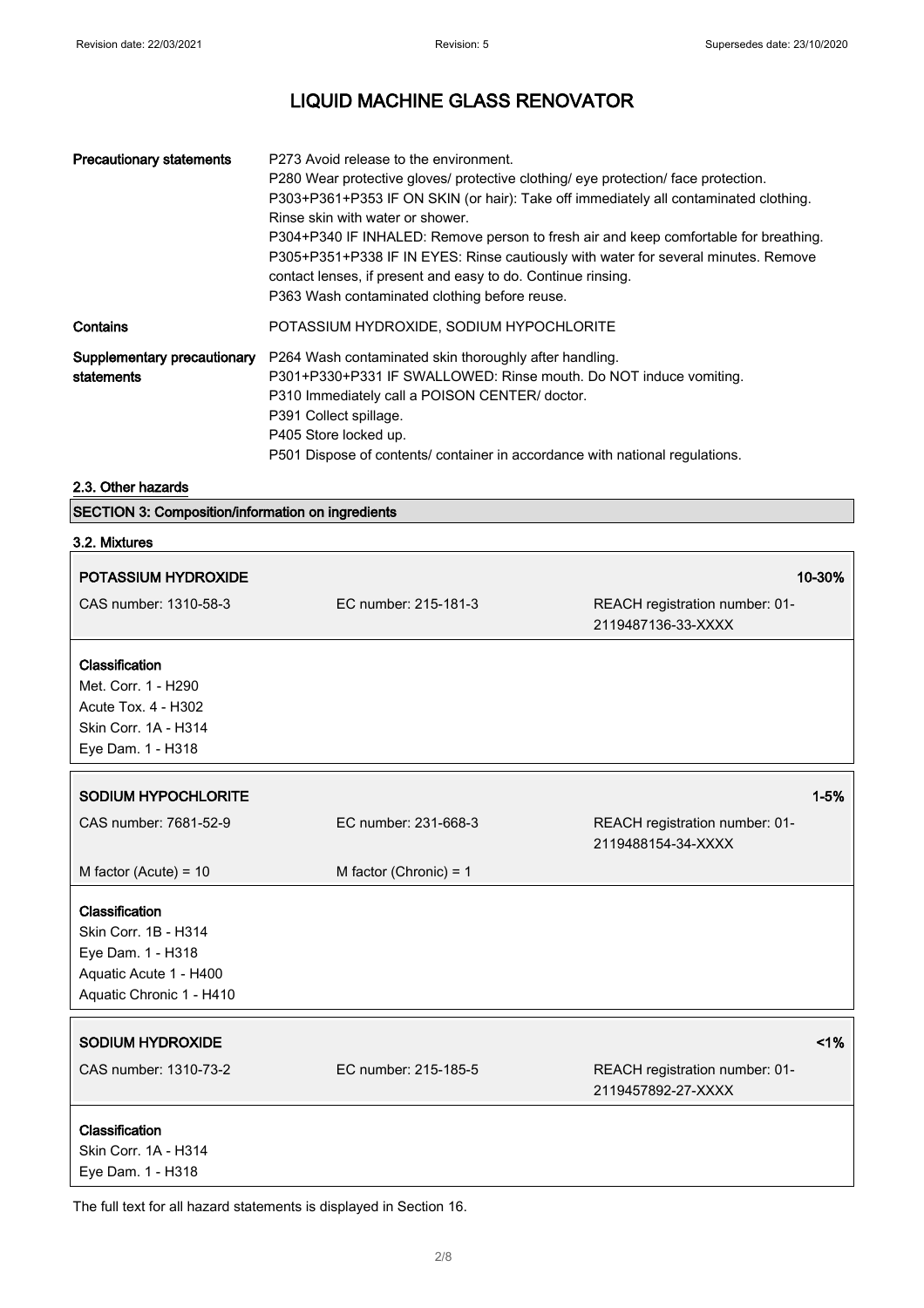# LIQUID MACHINE GLASS RENOVATOR

| | |
|---|---|
| **Precautionary statements** | P273 Avoid release to the environment.<br>P280 Wear protective gloves/ protective clothing/ eye protection/ face protection.<br>P303+P361+P353 IF ON SKIN (or hair): Take off immediately all contaminated clothing. Rinse skin with water or shower.<br>P304+P340 IF INHALED: Remove person to fresh air and keep comfortable for breathing.<br>P305+P351+P338 IF IN EYES: Rinse cautiously with water for several minutes. Remove contact lenses, if present and easy to do. Continue rinsing.<br>P363 Wash contaminated clothing before reuse. |
| **Contains** | POTASSIUM HYDROXIDE, SODIUM HYPOCHLORITE |
| **Supplementary precautionary statements** | P264 Wash contaminated skin thoroughly after handling.<br>P301+P330+P331 IF SWALLOWED: Rinse mouth. Do NOT induce vomiting.<br>P310 Immediately call a POISON CENTER/ doctor.<br>P391 Collect spillage.<br>P405 Store locked up.<br>P501 Dispose of contents/ container in accordance with national regulations. |

### 2.3. Other hazards

## SECTION 3: Composition/information on ingredients

### 3.2. Mixtures

**POTASSIUM HYDROXIDE** — **10-30%**

| | | |
|---|---|---|
| CAS number: 1310-58-3 | EC number: 215-181-3 | REACH registration number: 01-2119487136-33-XXXX |

**Classification**
Met. Corr. 1 - H290
Acute Tox. 4 - H302
Skin Corr. 1A - H314
Eye Dam. 1 - H318

**SODIUM HYPOCHLORITE** — **1-5%**

| | | |
|---|---|---|
| CAS number: 7681-52-9 | EC number: 231-668-3 | REACH registration number: 01-2119488154-34-XXXX |
| M factor (Acute) = 10 | M factor (Chronic) = 1 | |

**Classification**
Skin Corr. 1B - H314
Eye Dam. 1 - H318
Aquatic Acute 1 - H400
Aquatic Chronic 1 - H410

**SODIUM HYDROXIDE** — **<1%**

| | | |
|---|---|---|
| CAS number: 1310-73-2 | EC number: 215-185-5 | REACH registration number: 01-2119457892-27-XXXX |

**Classification**
Skin Corr. 1A - H314
Eye Dam. 1 - H318

The full text for all hazard statements is displayed in Section 16.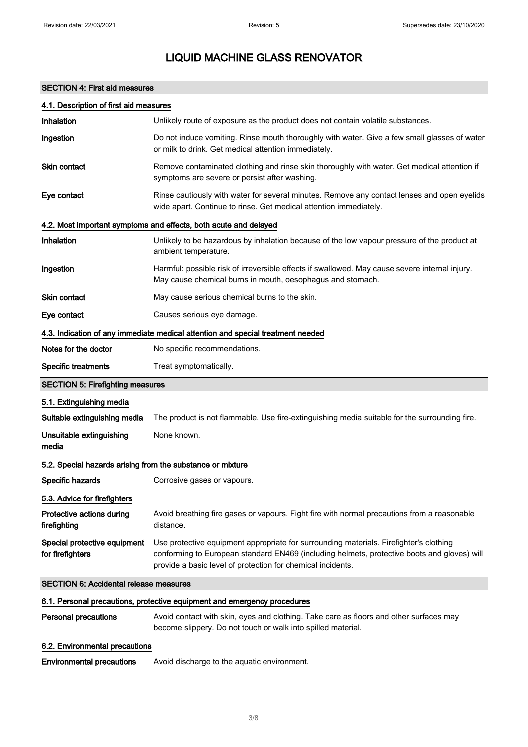# LIQUID MACHINE GLASS RENOVATOR

## SECTION 4: First aid measures

### 4.1. Description of first aid measures

| | |
|---|---|
| **Inhalation** | Unlikely route of exposure as the product does not contain volatile substances. |
| **Ingestion** | Do not induce vomiting. Rinse mouth thoroughly with water. Give a few small glasses of water or milk to drink. Get medical attention immediately. |
| **Skin contact** | Remove contaminated clothing and rinse skin thoroughly with water. Get medical attention if symptoms are severe or persist after washing. |
| **Eye contact** | Rinse cautiously with water for several minutes. Remove any contact lenses and open eyelids wide apart. Continue to rinse. Get medical attention immediately. |

### 4.2. Most important symptoms and effects, both acute and delayed

| | |
|---|---|
| **Inhalation** | Unlikely to be hazardous by inhalation because of the low vapour pressure of the product at ambient temperature. |
| **Ingestion** | Harmful: possible risk of irreversible effects if swallowed. May cause severe internal injury. May cause chemical burns in mouth, oesophagus and stomach. |
| **Skin contact** | May cause serious chemical burns to the skin. |
| **Eye contact** | Causes serious eye damage. |

### 4.3. Indication of any immediate medical attention and special treatment needed

| | |
|---|---|
| **Notes for the doctor** | No specific recommendations. |
| **Specific treatments** | Treat symptomatically. |

## SECTION 5: Firefighting measures

### 5.1. Extinguishing media

| | |
|---|---|
| **Suitable extinguishing media** | The product is not flammable. Use fire-extinguishing media suitable for the surrounding fire. |
| **Unsuitable extinguishing media** | None known. |

### 5.2. Special hazards arising from the substance or mixture

| | |
|---|---|
| **Specific hazards** | Corrosive gases or vapours. |

### 5.3. Advice for firefighters

| | |
|---|---|
| **Protective actions during firefighting** | Avoid breathing fire gases or vapours. Fight fire with normal precautions from a reasonable distance. |
| **Special protective equipment for firefighters** | Use protective equipment appropriate for surrounding materials. Firefighter's clothing conforming to European standard EN469 (including helmets, protective boots and gloves) will provide a basic level of protection for chemical incidents. |

## SECTION 6: Accidental release measures

### 6.1. Personal precautions, protective equipment and emergency procedures

| | |
|---|---|
| **Personal precautions** | Avoid contact with skin, eyes and clothing. Take care as floors and other surfaces may become slippery. Do not touch or walk into spilled material. |

### 6.2. Environmental precautions

| | |
|---|---|
| **Environmental precautions** | Avoid discharge to the aquatic environment. |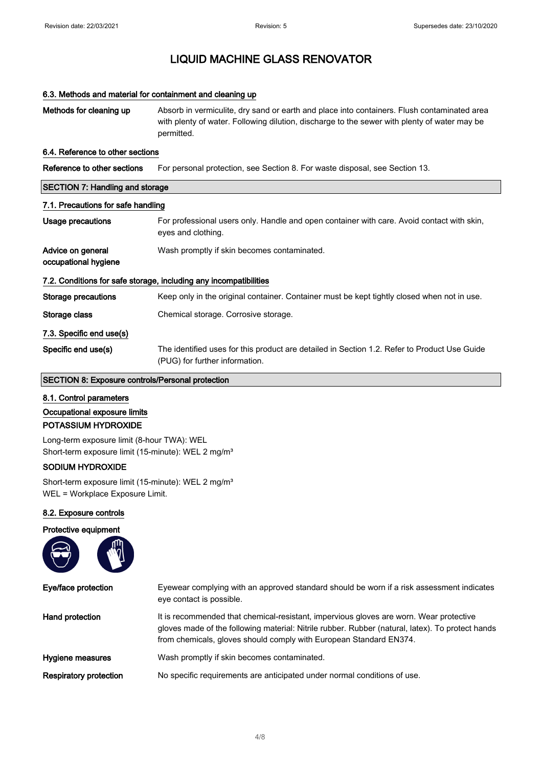# LIQUID MACHINE GLASS RENOVATOR

### 6.3. Methods and material for containment and cleaning up

**Methods for cleaning up** Absorb in vermiculite, dry sand or earth and place into containers. Flush contaminated area with plenty of water. Following dilution, discharge to the sewer with plenty of water may be permitted.

### 6.4. Reference to other sections

**Reference to other sections** For personal protection, see Section 8. For waste disposal, see Section 13.

## SECTION 7: Handling and storage

### 7.1. Precautions for safe handling

**Usage precautions** For professional users only. Handle and open container with care. Avoid contact with skin, eyes and clothing.

**Advice on general occupational hygiene** Wash promptly if skin becomes contaminated.

### 7.2. Conditions for safe storage, including any incompatibilities

**Storage precautions** Keep only in the original container. Container must be kept tightly closed when not in use.

**Storage class** Chemical storage. Corrosive storage.

### 7.3. Specific end use(s)

**Specific end use(s)** The identified uses for this product are detailed in Section 1.2. Refer to Product Use Guide (PUG) for further information.

## SECTION 8: Exposure controls/Personal protection

### 8.1. Control parameters

**Occupational exposure limits**

**POTASSIUM HYDROXIDE**

Long-term exposure limit (8-hour TWA): WEL
Short-term exposure limit (15-minute): WEL 2 mg/m³

**SODIUM HYDROXIDE**

Short-term exposure limit (15-minute): WEL 2 mg/m³
WEL = Workplace Exposure Limit.

### 8.2. Exposure controls

**Protective equipment**

**Eye/face protection** Eyewear complying with an approved standard should be worn if a risk assessment indicates eye contact is possible.

**Hand protection** It is recommended that chemical-resistant, impervious gloves are worn. Wear protective gloves made of the following material: Nitrile rubber. Rubber (natural, latex). To protect hands from chemicals, gloves should comply with European Standard EN374.

**Hygiene measures** Wash promptly if skin becomes contaminated.

**Respiratory protection** No specific requirements are anticipated under normal conditions of use.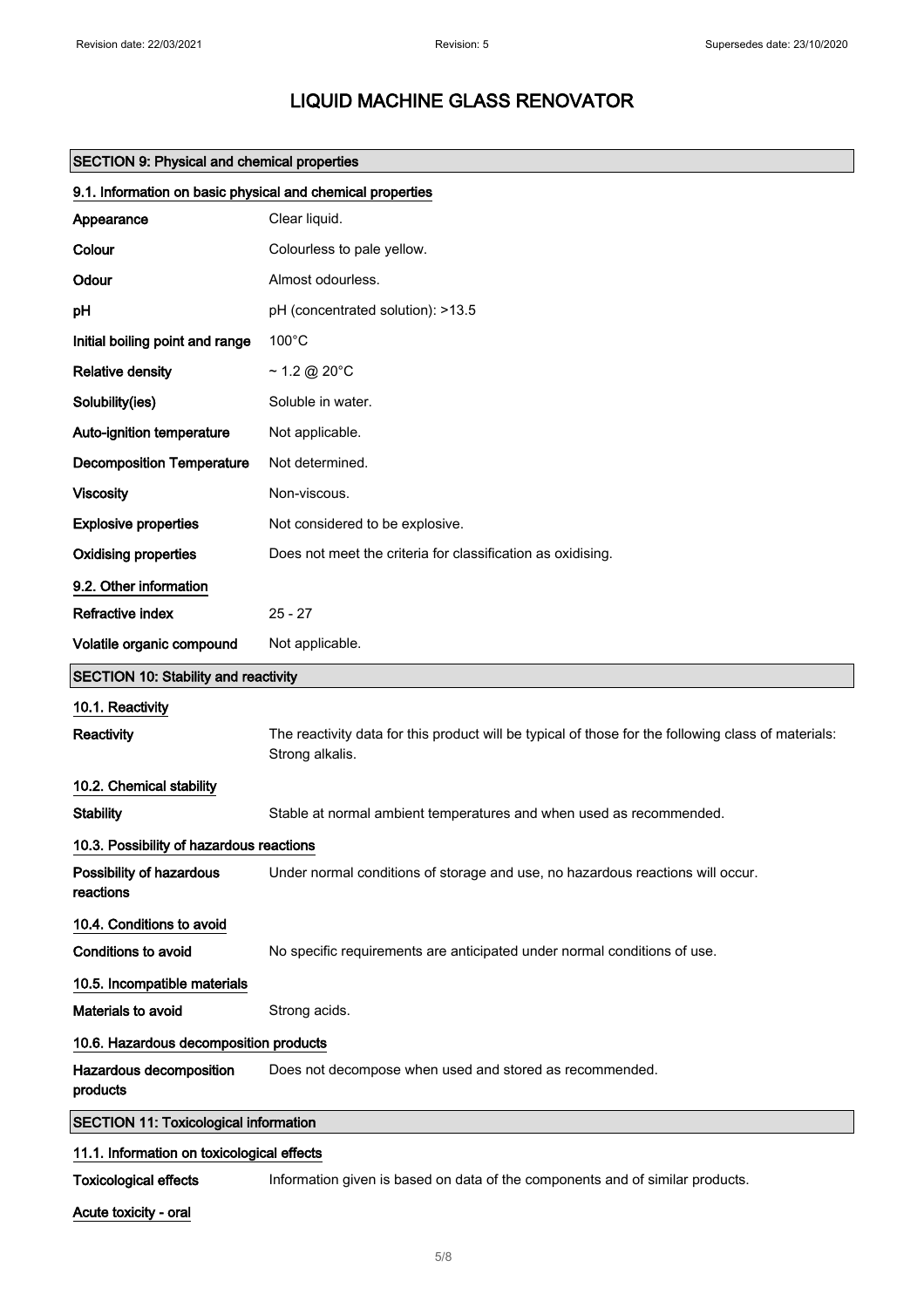# LIQUID MACHINE GLASS RENOVATOR

## SECTION 9: Physical and chemical properties

### 9.1. Information on basic physical and chemical properties

| | |
|---|---|
| **Appearance** | Clear liquid. |
| **Colour** | Colourless to pale yellow. |
| **Odour** | Almost odourless. |
| **pH** | pH (concentrated solution): >13.5 |
| **Initial boiling point and range** | 100°C |
| **Relative density** | ~ 1.2 @ 20°C |
| **Solubility(ies)** | Soluble in water. |
| **Auto-ignition temperature** | Not applicable. |
| **Decomposition Temperature** | Not determined. |
| **Viscosity** | Non-viscous. |
| **Explosive properties** | Not considered to be explosive. |
| **Oxidising properties** | Does not meet the criteria for classification as oxidising. |

### 9.2. Other information

| | |
|---|---|
| **Refractive index** | 25 - 27 |
| **Volatile organic compound** | Not applicable. |

## SECTION 10: Stability and reactivity

### 10.1. Reactivity

**Reactivity** The reactivity data for this product will be typical of those for the following class of materials: Strong alkalis.

### 10.2. Chemical stability

**Stability** Stable at normal ambient temperatures and when used as recommended.

### 10.3. Possibility of hazardous reactions

**Possibility of hazardous reactions** Under normal conditions of storage and use, no hazardous reactions will occur.

### 10.4. Conditions to avoid

**Conditions to avoid** No specific requirements are anticipated under normal conditions of use.

### 10.5. Incompatible materials

**Materials to avoid** Strong acids.

### 10.6. Hazardous decomposition products

**Hazardous decomposition products** Does not decompose when used and stored as recommended.

## SECTION 11: Toxicological information

### 11.1. Information on toxicological effects

**Toxicological effects** Information given is based on data of the components and of similar products.

**Acute toxicity - oral**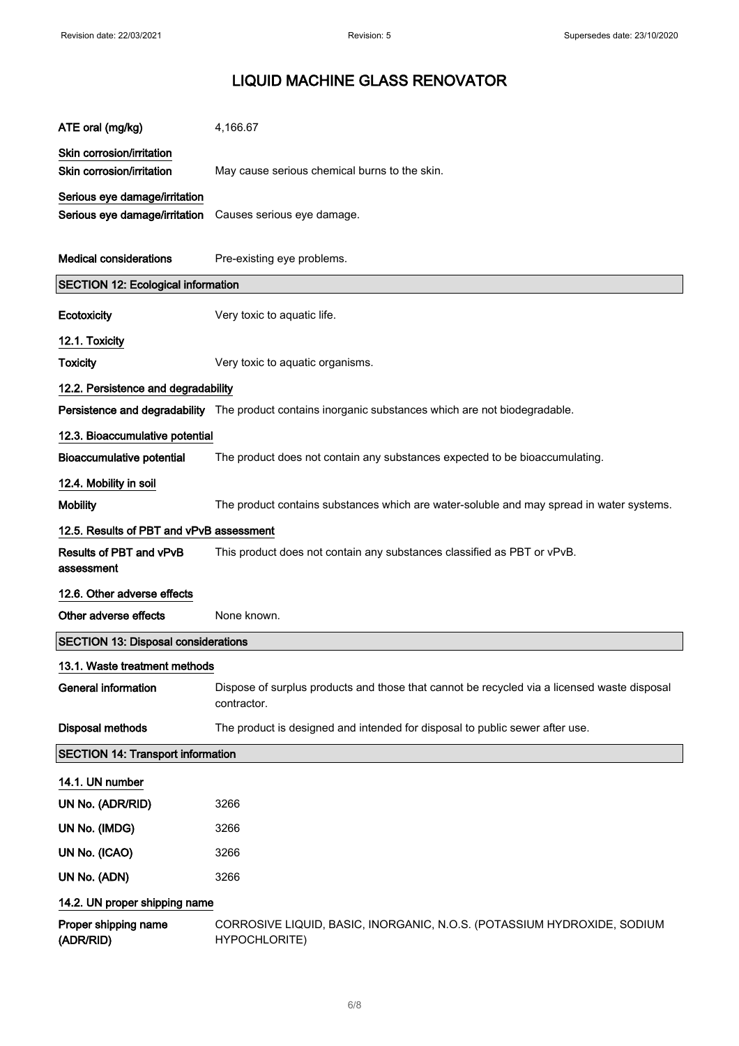# LIQUID MACHINE GLASS RENOVATOR

**ATE oral (mg/kg)** 4,166.67

**Skin corrosion/irritation**

**Skin corrosion/irritation** May cause serious chemical burns to the skin.

**Serious eye damage/irritation**

**Serious eye damage/irritation** Causes serious eye damage.

**Medical considerations** Pre-existing eye problems.

## SECTION 12: Ecological information

**Ecotoxicity** Very toxic to aquatic life.

### 12.1. Toxicity

**Toxicity** Very toxic to aquatic organisms.

### 12.2. Persistence and degradability

**Persistence and degradability** The product contains inorganic substances which are not biodegradable.

### 12.3. Bioaccumulative potential

**Bioaccumulative potential** The product does not contain any substances expected to be bioaccumulating.

### 12.4. Mobility in soil

**Mobility** The product contains substances which are water-soluble and may spread in water systems.

### 12.5. Results of PBT and vPvB assessment

**Results of PBT and vPvB assessment** This product does not contain any substances classified as PBT or vPvB.

### 12.6. Other adverse effects

**Other adverse effects** None known.

## SECTION 13: Disposal considerations

### 13.1. Waste treatment methods

**General information** Dispose of surplus products and those that cannot be recycled via a licensed waste disposal contractor.

**Disposal methods** The product is designed and intended for disposal to public sewer after use.

## SECTION 14: Transport information

### 14.1. UN number

**UN No. (ADR/RID)** 3266

**UN No. (IMDG)** 3266

**UN No. (ICAO)** 3266

**UN No. (ADN)** 3266

### 14.2. UN proper shipping name

**Proper shipping name (ADR/RID)** CORROSIVE LIQUID, BASIC, INORGANIC, N.O.S. (POTASSIUM HYDROXIDE, SODIUM HYPOCHLORITE)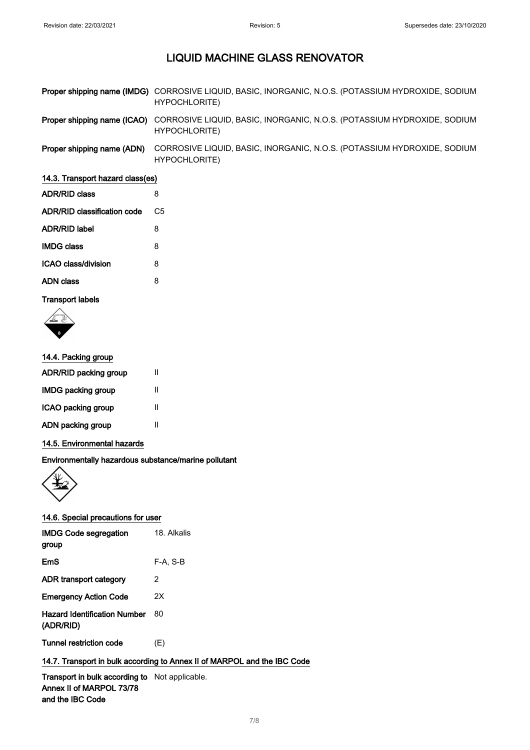# LIQUID MACHINE GLASS RENOVATOR

| | |
|---|---|
| **Proper shipping name (IMDG)** | CORROSIVE LIQUID, BASIC, INORGANIC, N.O.S. (POTASSIUM HYDROXIDE, SODIUM HYPOCHLORITE) |
| **Proper shipping name (ICAO)** | CORROSIVE LIQUID, BASIC, INORGANIC, N.O.S. (POTASSIUM HYDROXIDE, SODIUM HYPOCHLORITE) |
| **Proper shipping name (ADN)** | CORROSIVE LIQUID, BASIC, INORGANIC, N.O.S. (POTASSIUM HYDROXIDE, SODIUM HYPOCHLORITE) |

## 14.3. Transport hazard class(es)

| | |
|---|---|
| **ADR/RID class** | 8 |
| **ADR/RID classification code** | C5 |
| **ADR/RID label** | 8 |
| **IMDG class** | 8 |
| **ICAO class/division** | 8 |
| **ADN class** | 8 |

**Transport labels**

## 14.4. Packing group

| | |
|---|---|
| **ADR/RID packing group** | II |
| **IMDG packing group** | II |
| **ICAO packing group** | II |
| **ADN packing group** | II |

## 14.5. Environmental hazards

**Environmentally hazardous substance/marine pollutant**

## 14.6. Special precautions for user

| | |
|---|---|
| **IMDG Code segregation group** | 18. Alkalis |
| **EmS** | F-A, S-B |
| **ADR transport category** | 2 |
| **Emergency Action Code** | 2X |
| **Hazard Identification Number (ADR/RID)** | 80 |
| **Tunnel restriction code** | (E) |

## 14.7. Transport in bulk according to Annex II of MARPOL and the IBC Code

| | |
|---|---|
| **Transport in bulk according to Annex II of MARPOL 73/78 and the IBC Code** | Not applicable. |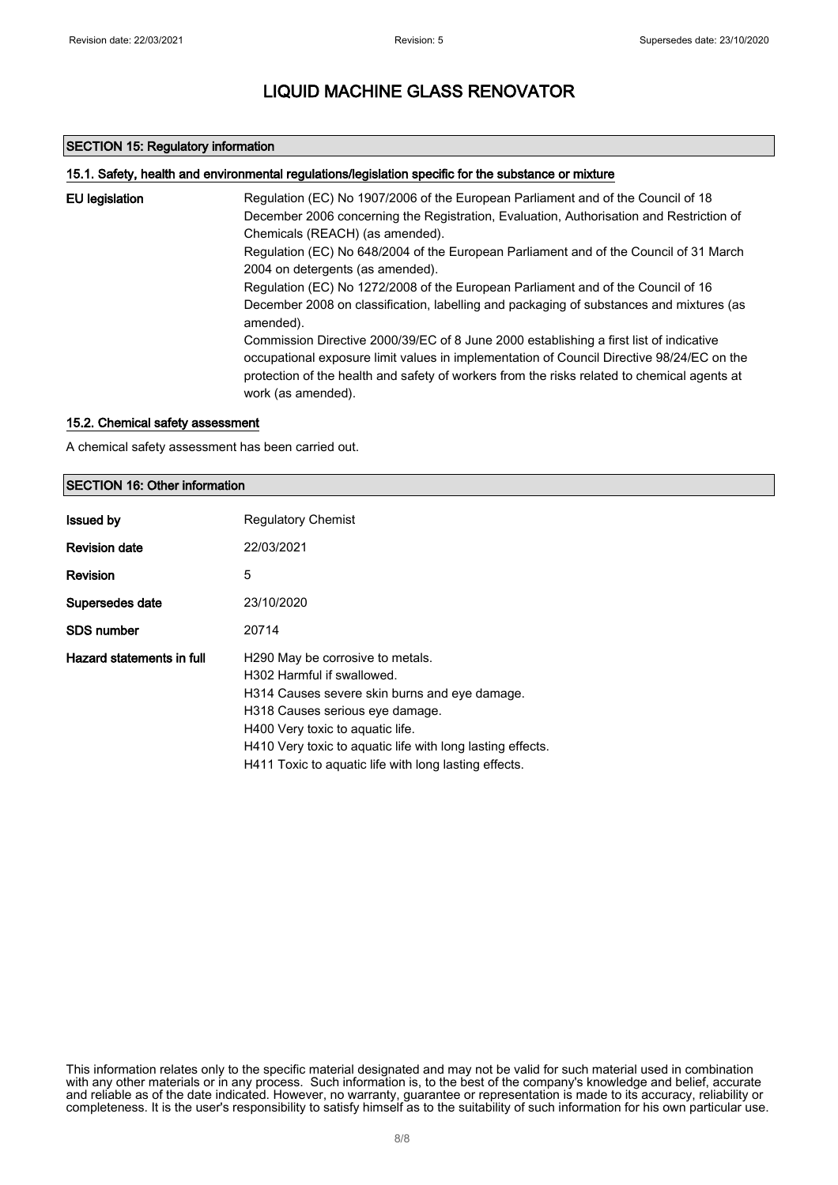# LIQUID MACHINE GLASS RENOVATOR

## SECTION 15: Regulatory information

### 15.1. Safety, health and environmental regulations/legislation specific for the substance or mixture

| | |
|---|---|
| **EU legislation** | Regulation (EC) No 1907/2006 of the European Parliament and of the Council of 18 December 2006 concerning the Registration, Evaluation, Authorisation and Restriction of Chemicals (REACH) (as amended).<br>Regulation (EC) No 648/2004 of the European Parliament and of the Council of 31 March 2004 on detergents (as amended).<br>Regulation (EC) No 1272/2008 of the European Parliament and of the Council of 16 December 2008 on classification, labelling and packaging of substances and mixtures (as amended).<br>Commission Directive 2000/39/EC of 8 June 2000 establishing a first list of indicative occupational exposure limit values in implementation of Council Directive 98/24/EC on the protection of the health and safety of workers from the risks related to chemical agents at work (as amended). |

### 15.2. Chemical safety assessment

A chemical safety assessment has been carried out.

## SECTION 16: Other information

| | |
|---|---|
| **Issued by** | Regulatory Chemist |
| **Revision date** | 22/03/2021 |
| **Revision** | 5 |
| **Supersedes date** | 23/10/2020 |
| **SDS number** | 20714 |
| **Hazard statements in full** | H290 May be corrosive to metals.<br>H302 Harmful if swallowed.<br>H314 Causes severe skin burns and eye damage.<br>H318 Causes serious eye damage.<br>H400 Very toxic to aquatic life.<br>H410 Very toxic to aquatic life with long lasting effects.<br>H411 Toxic to aquatic life with long lasting effects. |

This information relates only to the specific material designated and may not be valid for such material used in combination with any other materials or in any process. Such information is, to the best of the company's knowledge and belief, accurate and reliable as of the date indicated. However, no warranty, guarantee or representation is made to its accuracy, reliability or completeness. It is the user's responsibility to satisfy himself as to the suitability of such information for his own particular use.